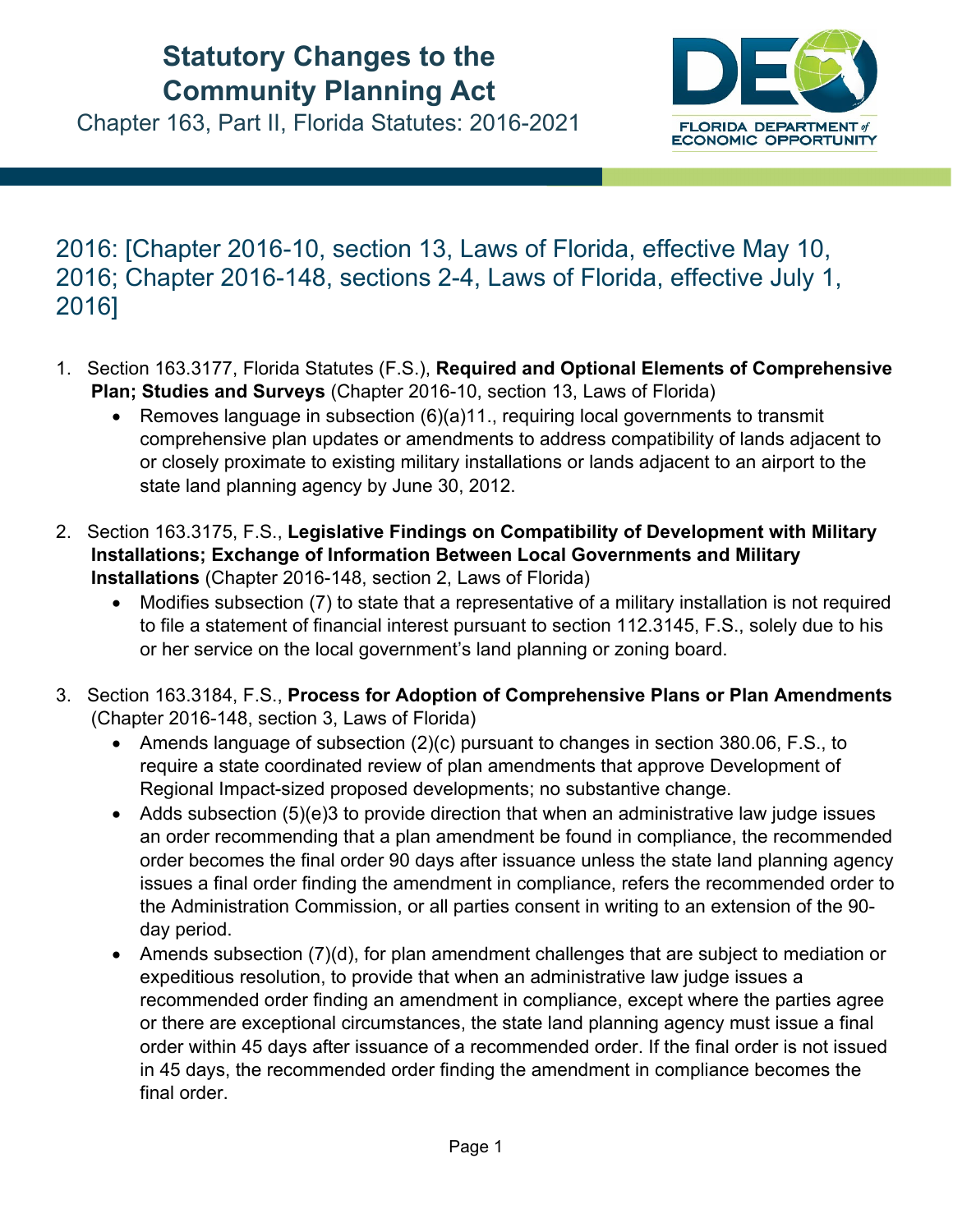# Statutory Changes to the Community Planning Act

Chapter 163, Part II, Florida Statutes: 2016-2021

FLORIDA DEPARTMENT of ECONOMIC OPPORTUNITY

## 2016: [Chapter 2016-10, section 13, Laws of Florida, effective May 10, 2016; Chapter 2016-148, sections 2-4, Laws of Florida, effective July 1, 2016]

1. Section 163.3177, Florida Statutes (F.S.), **Required and Optional Elements of Comprehensive Plan; Studies and Surveys** (Chapter 2016-10, section 13, Laws of Florida)
   - Removes language in subsection (6)(a)11., requiring local governments to transmit comprehensive plan updates or amendments to address compatibility of lands adjacent to or closely proximate to existing military installations or lands adjacent to an airport to the state land planning agency by June 30, 2012.

2. Section 163.3175, F.S., **Legislative Findings on Compatibility of Development with Military Installations; Exchange of Information Between Local Governments and Military Installations** (Chapter 2016-148, section 2, Laws of Florida)
   - Modifies subsection (7) to state that a representative of a military installation is not required to file a statement of financial interest pursuant to section 112.3145, F.S., solely due to his or her service on the local government's land planning or zoning board.

3. Section 163.3184, F.S., **Process for Adoption of Comprehensive Plans or Plan Amendments** (Chapter 2016-148, section 3, Laws of Florida)
   - Amends language of subsection (2)(c) pursuant to changes in section 380.06, F.S., to require a state coordinated review of plan amendments that approve Development of Regional Impact-sized proposed developments; no substantive change.
   - Adds subsection (5)(e)3 to provide direction that when an administrative law judge issues an order recommending that a plan amendment be found in compliance, the recommended order becomes the final order 90 days after issuance unless the state land planning agency issues a final order finding the amendment in compliance, refers the recommended order to the Administration Commission, or all parties consent in writing to an extension of the 90-day period.
   - Amends subsection (7)(d), for plan amendment challenges that are subject to mediation or expeditious resolution, to provide that when an administrative law judge issues a recommended order finding an amendment in compliance, except where the parties agree or there are exceptional circumstances, the state land planning agency must issue a final order within 45 days after issuance of a recommended order. If the final order is not issued in 45 days, the recommended order finding the amendment in compliance becomes the final order.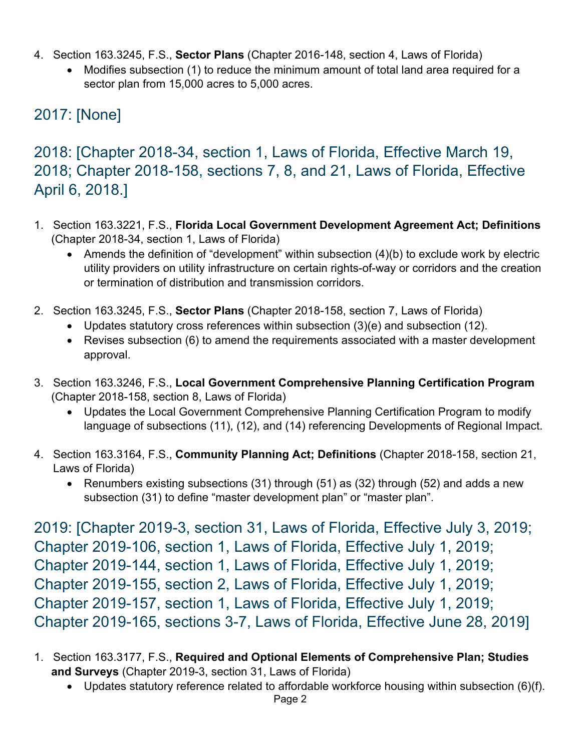4. Section 163.3245, F.S., **Sector Plans** (Chapter 2016-148, section 4, Laws of Florida)
   - Modifies subsection (1) to reduce the minimum amount of total land area required for a sector plan from 15,000 acres to 5,000 acres.

## 2017: [None]

## 2018: [Chapter 2018-34, section 1, Laws of Florida, Effective March 19, 2018; Chapter 2018-158, sections 7, 8, and 21, Laws of Florida, Effective April 6, 2018.]

1. Section 163.3221, F.S., **Florida Local Government Development Agreement Act; Definitions** (Chapter 2018-34, section 1, Laws of Florida)
   - Amends the definition of "development" within subsection (4)(b) to exclude work by electric utility providers on utility infrastructure on certain rights-of-way or corridors and the creation or termination of distribution and transmission corridors.

2. Section 163.3245, F.S., **Sector Plans** (Chapter 2018-158, section 7, Laws of Florida)
   - Updates statutory cross references within subsection (3)(e) and subsection (12).
   - Revises subsection (6) to amend the requirements associated with a master development approval.

3. Section 163.3246, F.S., **Local Government Comprehensive Planning Certification Program** (Chapter 2018-158, section 8, Laws of Florida)
   - Updates the Local Government Comprehensive Planning Certification Program to modify language of subsections (11), (12), and (14) referencing Developments of Regional Impact.

4. Section 163.3164, F.S., **Community Planning Act; Definitions** (Chapter 2018-158, section 21, Laws of Florida)
   - Renumbers existing subsections (31) through (51) as (32) through (52) and adds a new subsection (31) to define "master development plan" or "master plan".

## 2019: [Chapter 2019-3, section 31, Laws of Florida, Effective July 3, 2019; Chapter 2019-106, section 1, Laws of Florida, Effective July 1, 2019; Chapter 2019-144, section 1, Laws of Florida, Effective July 1, 2019; Chapter 2019-155, section 2, Laws of Florida, Effective July 1, 2019; Chapter 2019-157, section 1, Laws of Florida, Effective July 1, 2019; Chapter 2019-165, sections 3-7, Laws of Florida, Effective June 28, 2019]

1. Section 163.3177, F.S., **Required and Optional Elements of Comprehensive Plan; Studies and Surveys** (Chapter 2019-3, section 31, Laws of Florida)
   - Updates statutory reference related to affordable workforce housing within subsection (6)(f).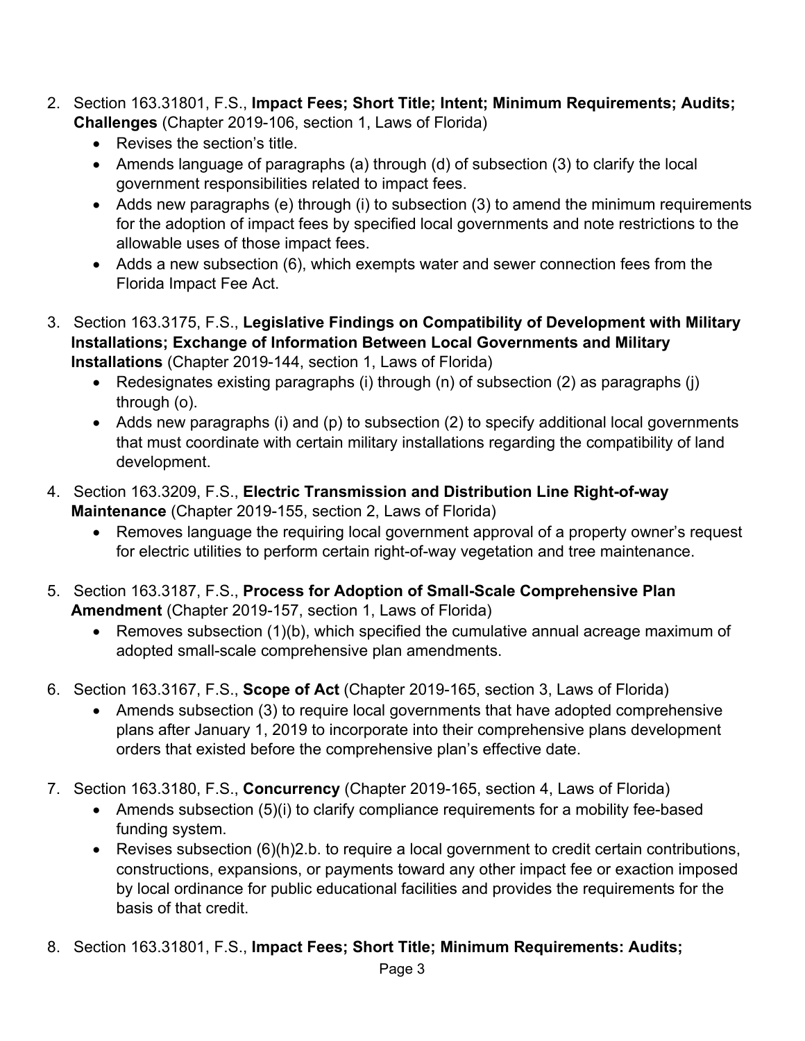2. Section 163.31801, F.S., **Impact Fees; Short Title; Intent; Minimum Requirements; Audits; Challenges** (Chapter 2019-106, section 1, Laws of Florida)
   - Revises the section's title.
   - Amends language of paragraphs (a) through (d) of subsection (3) to clarify the local government responsibilities related to impact fees.
   - Adds new paragraphs (e) through (i) to subsection (3) to amend the minimum requirements for the adoption of impact fees by specified local governments and note restrictions to the allowable uses of those impact fees.
   - Adds a new subsection (6), which exempts water and sewer connection fees from the Florida Impact Fee Act.

3. Section 163.3175, F.S., **Legislative Findings on Compatibility of Development with Military Installations; Exchange of Information Between Local Governments and Military Installations** (Chapter 2019-144, section 1, Laws of Florida)
   - Redesignates existing paragraphs (i) through (n) of subsection (2) as paragraphs (j) through (o).
   - Adds new paragraphs (i) and (p) to subsection (2) to specify additional local governments that must coordinate with certain military installations regarding the compatibility of land development.

4. Section 163.3209, F.S., **Electric Transmission and Distribution Line Right-of-way Maintenance** (Chapter 2019-155, section 2, Laws of Florida)
   - Removes language the requiring local government approval of a property owner's request for electric utilities to perform certain right-of-way vegetation and tree maintenance.

5. Section 163.3187, F.S., **Process for Adoption of Small-Scale Comprehensive Plan Amendment** (Chapter 2019-157, section 1, Laws of Florida)
   - Removes subsection (1)(b), which specified the cumulative annual acreage maximum of adopted small-scale comprehensive plan amendments.

6. Section 163.3167, F.S., **Scope of Act** (Chapter 2019-165, section 3, Laws of Florida)
   - Amends subsection (3) to require local governments that have adopted comprehensive plans after January 1, 2019 to incorporate into their comprehensive plans development orders that existed before the comprehensive plan's effective date.

7. Section 163.3180, F.S., **Concurrency** (Chapter 2019-165, section 4, Laws of Florida)
   - Amends subsection (5)(i) to clarify compliance requirements for a mobility fee-based funding system.
   - Revises subsection (6)(h)2.b. to require a local government to credit certain contributions, constructions, expansions, or payments toward any other impact fee or exaction imposed by local ordinance for public educational facilities and provides the requirements for the basis of that credit.

8. Section 163.31801, F.S., **Impact Fees; Short Title; Minimum Requirements: Audits;**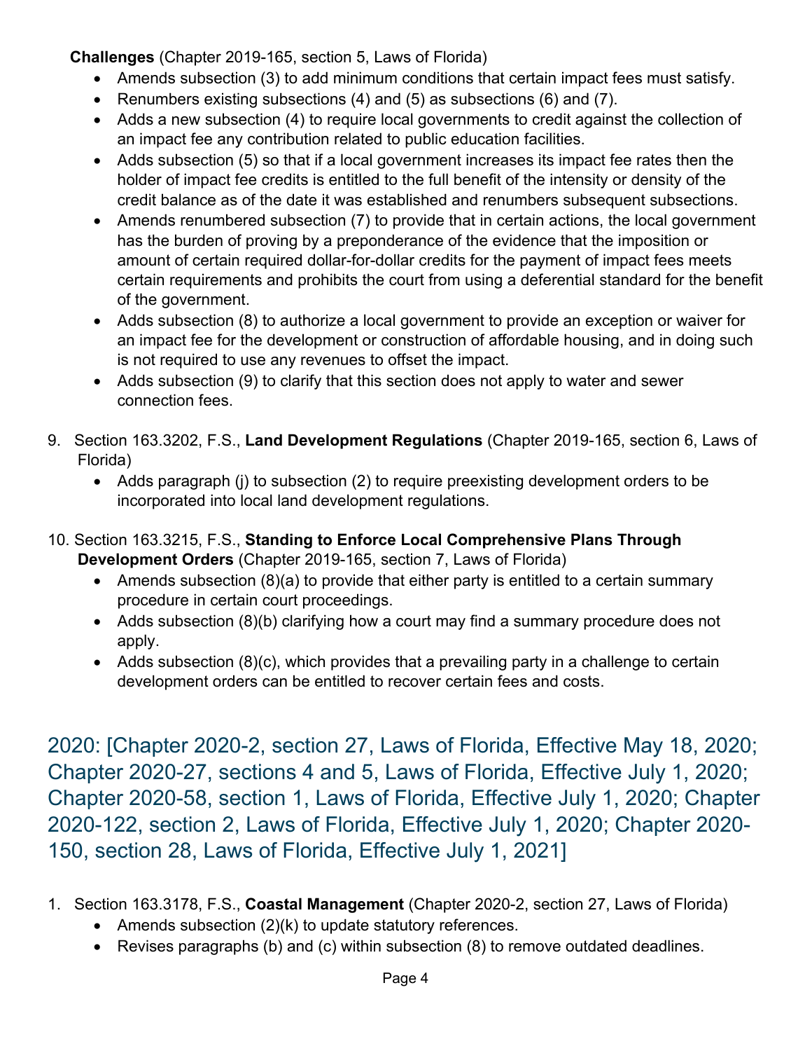**Challenges** (Chapter 2019-165, section 5, Laws of Florida)

- Amends subsection (3) to add minimum conditions that certain impact fees must satisfy.
- Renumbers existing subsections (4) and (5) as subsections (6) and (7).
- Adds a new subsection (4) to require local governments to credit against the collection of an impact fee any contribution related to public education facilities.
- Adds subsection (5) so that if a local government increases its impact fee rates then the holder of impact fee credits is entitled to the full benefit of the intensity or density of the credit balance as of the date it was established and renumbers subsequent subsections.
- Amends renumbered subsection (7) to provide that in certain actions, the local government has the burden of proving by a preponderance of the evidence that the imposition or amount of certain required dollar-for-dollar credits for the payment of impact fees meets certain requirements and prohibits the court from using a deferential standard for the benefit of the government.
- Adds subsection (8) to authorize a local government to provide an exception or waiver for an impact fee for the development or construction of affordable housing, and in doing such is not required to use any revenues to offset the impact.
- Adds subsection (9) to clarify that this section does not apply to water and sewer connection fees.

9. Section 163.3202, F.S., **Land Development Regulations** (Chapter 2019-165, section 6, Laws of Florida)
   - Adds paragraph (j) to subsection (2) to require preexisting development orders to be incorporated into local land development regulations.

10. Section 163.3215, F.S., **Standing to Enforce Local Comprehensive Plans Through Development Orders** (Chapter 2019-165, section 7, Laws of Florida)
    - Amends subsection (8)(a) to provide that either party is entitled to a certain summary procedure in certain court proceedings.
    - Adds subsection (8)(b) clarifying how a court may find a summary procedure does not apply.
    - Adds subsection (8)(c), which provides that a prevailing party in a challenge to certain development orders can be entitled to recover certain fees and costs.

## 2020: [Chapter 2020-2, section 27, Laws of Florida, Effective May 18, 2020; Chapter 2020-27, sections 4 and 5, Laws of Florida, Effective July 1, 2020; Chapter 2020-58, section 1, Laws of Florida, Effective July 1, 2020; Chapter 2020-122, section 2, Laws of Florida, Effective July 1, 2020; Chapter 2020-150, section 28, Laws of Florida, Effective July 1, 2021]

1. Section 163.3178, F.S., **Coastal Management** (Chapter 2020-2, section 27, Laws of Florida)
   - Amends subsection (2)(k) to update statutory references.
   - Revises paragraphs (b) and (c) within subsection (8) to remove outdated deadlines.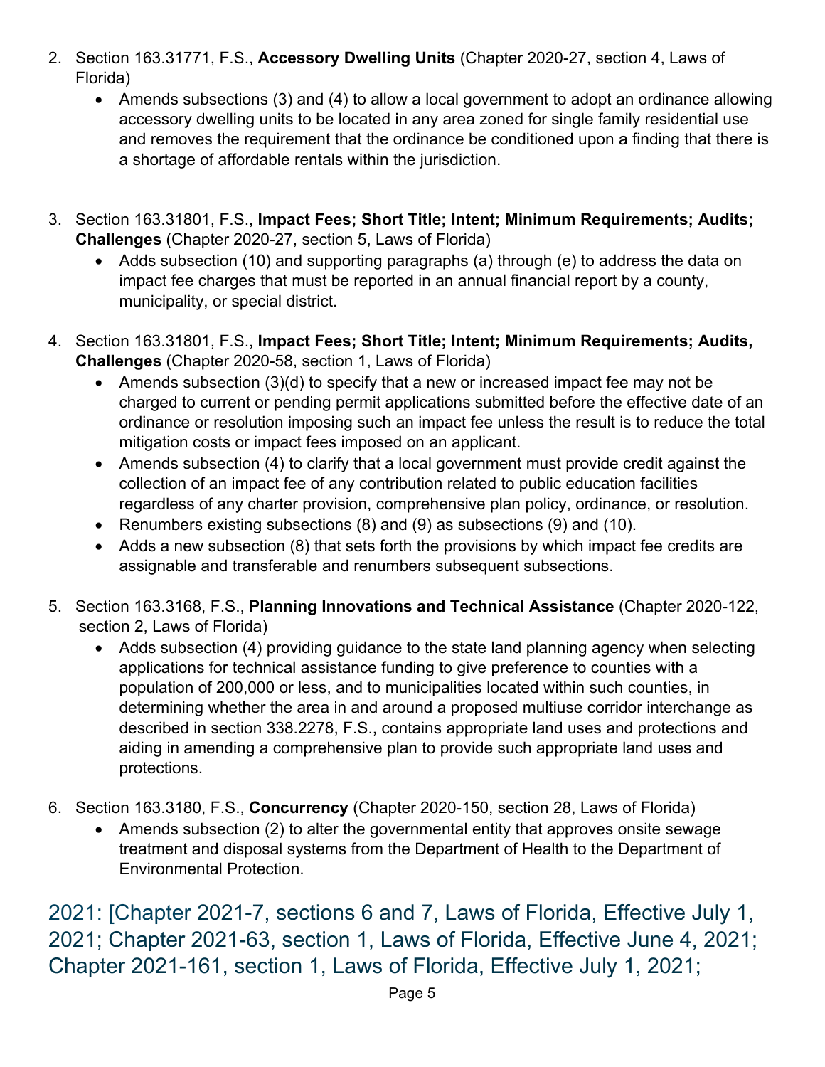2. Section 163.31771, F.S., **Accessory Dwelling Units** (Chapter 2020-27, section 4, Laws of Florida)
   - Amends subsections (3) and (4) to allow a local government to adopt an ordinance allowing accessory dwelling units to be located in any area zoned for single family residential use and removes the requirement that the ordinance be conditioned upon a finding that there is a shortage of affordable rentals within the jurisdiction.

3. Section 163.31801, F.S., **Impact Fees; Short Title; Intent; Minimum Requirements; Audits; Challenges** (Chapter 2020-27, section 5, Laws of Florida)
   - Adds subsection (10) and supporting paragraphs (a) through (e) to address the data on impact fee charges that must be reported in an annual financial report by a county, municipality, or special district.

4. Section 163.31801, F.S., **Impact Fees; Short Title; Intent; Minimum Requirements; Audits, Challenges** (Chapter 2020-58, section 1, Laws of Florida)
   - Amends subsection (3)(d) to specify that a new or increased impact fee may not be charged to current or pending permit applications submitted before the effective date of an ordinance or resolution imposing such an impact fee unless the result is to reduce the total mitigation costs or impact fees imposed on an applicant.
   - Amends subsection (4) to clarify that a local government must provide credit against the collection of an impact fee of any contribution related to public education facilities regardless of any charter provision, comprehensive plan policy, ordinance, or resolution.
   - Renumbers existing subsections (8) and (9) as subsections (9) and (10).
   - Adds a new subsection (8) that sets forth the provisions by which impact fee credits are assignable and transferable and renumbers subsequent subsections.

5. Section 163.3168, F.S., **Planning Innovations and Technical Assistance** (Chapter 2020-122, section 2, Laws of Florida)
   - Adds subsection (4) providing guidance to the state land planning agency when selecting applications for technical assistance funding to give preference to counties with a population of 200,000 or less, and to municipalities located within such counties, in determining whether the area in and around a proposed multiuse corridor interchange as described in section 338.2278, F.S., contains appropriate land uses and protections and aiding in amending a comprehensive plan to provide such appropriate land uses and protections.

6. Section 163.3180, F.S., **Concurrency** (Chapter 2020-150, section 28, Laws of Florida)
   - Amends subsection (2) to alter the governmental entity that approves onsite sewage treatment and disposal systems from the Department of Health to the Department of Environmental Protection.

## 2021: [Chapter 2021-7, sections 6 and 7, Laws of Florida, Effective July 1, 2021; Chapter 2021-63, section 1, Laws of Florida, Effective June 4, 2021; Chapter 2021-161, section 1, Laws of Florida, Effective July 1, 2021;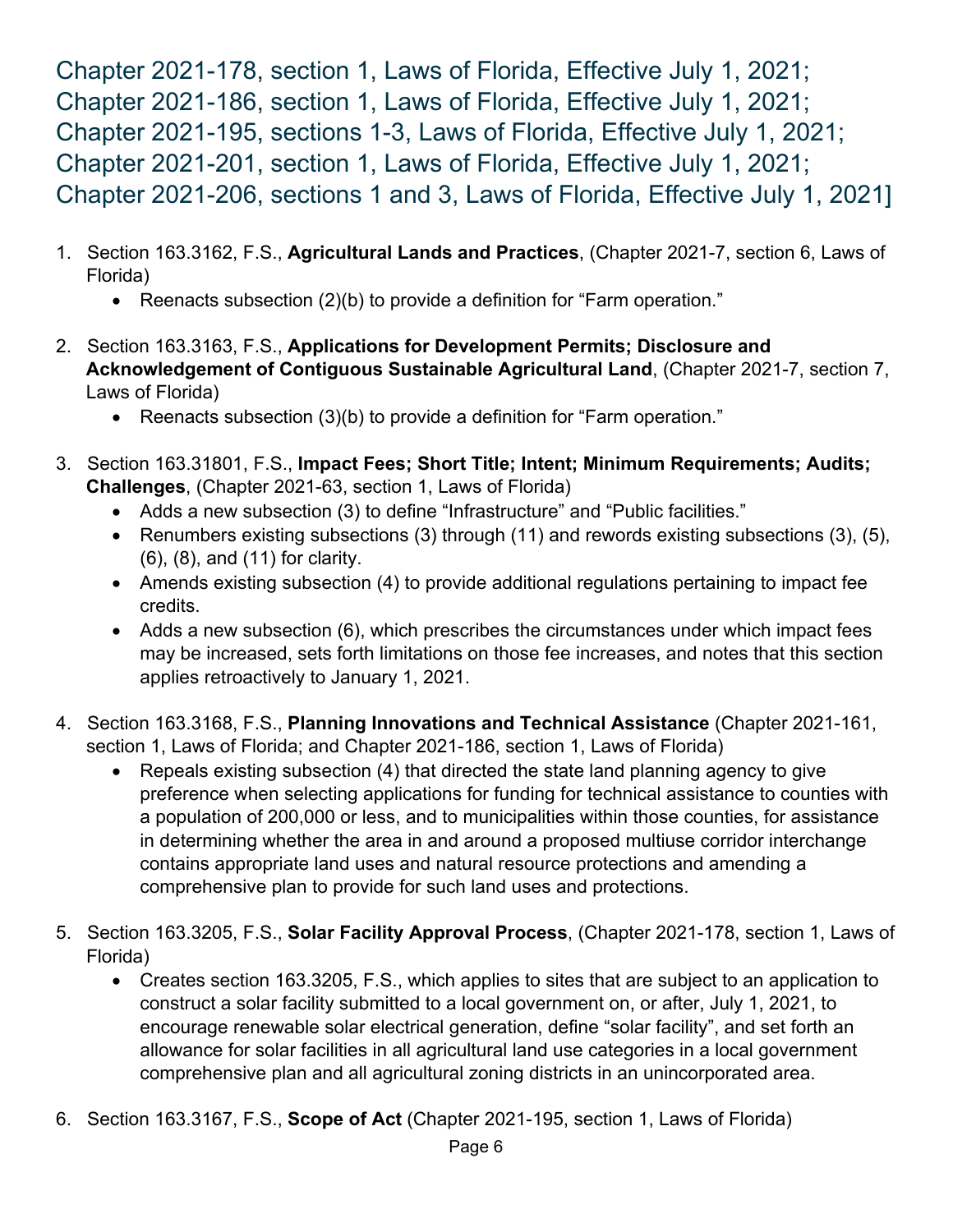Chapter 2021-178, section 1, Laws of Florida, Effective July 1, 2021;
Chapter 2021-186, section 1, Laws of Florida, Effective July 1, 2021;
Chapter 2021-195, sections 1-3, Laws of Florida, Effective July 1, 2021;
Chapter 2021-201, section 1, Laws of Florida, Effective July 1, 2021;
Chapter 2021-206, sections 1 and 3, Laws of Florida, Effective July 1, 2021]

1. Section 163.3162, F.S., **Agricultural Lands and Practices**, (Chapter 2021-7, section 6, Laws of Florida)
   - Reenacts subsection (2)(b) to provide a definition for "Farm operation."

2. Section 163.3163, F.S., **Applications for Development Permits; Disclosure and Acknowledgement of Contiguous Sustainable Agricultural Land**, (Chapter 2021-7, section 7, Laws of Florida)
   - Reenacts subsection (3)(b) to provide a definition for "Farm operation."

3. Section 163.31801, F.S., **Impact Fees; Short Title; Intent; Minimum Requirements; Audits; Challenges**, (Chapter 2021-63, section 1, Laws of Florida)
   - Adds a new subsection (3) to define "Infrastructure" and "Public facilities."
   - Renumbers existing subsections (3) through (11) and rewords existing subsections (3), (5), (6), (8), and (11) for clarity.
   - Amends existing subsection (4) to provide additional regulations pertaining to impact fee credits.
   - Adds a new subsection (6), which prescribes the circumstances under which impact fees may be increased, sets forth limitations on those fee increases, and notes that this section applies retroactively to January 1, 2021.

4. Section 163.3168, F.S., **Planning Innovations and Technical Assistance** (Chapter 2021-161, section 1, Laws of Florida; and Chapter 2021-186, section 1, Laws of Florida)
   - Repeals existing subsection (4) that directed the state land planning agency to give preference when selecting applications for funding for technical assistance to counties with a population of 200,000 or less, and to municipalities within those counties, for assistance in determining whether the area in and around a proposed multiuse corridor interchange contains appropriate land uses and natural resource protections and amending a comprehensive plan to provide for such land uses and protections.

5. Section 163.3205, F.S., **Solar Facility Approval Process**, (Chapter 2021-178, section 1, Laws of Florida)
   - Creates section 163.3205, F.S., which applies to sites that are subject to an application to construct a solar facility submitted to a local government on, or after, July 1, 2021, to encourage renewable solar electrical generation, define "solar facility", and set forth an allowance for solar facilities in all agricultural land use categories in a local government comprehensive plan and all agricultural zoning districts in an unincorporated area.

6. Section 163.3167, F.S., **Scope of Act** (Chapter 2021-195, section 1, Laws of Florida)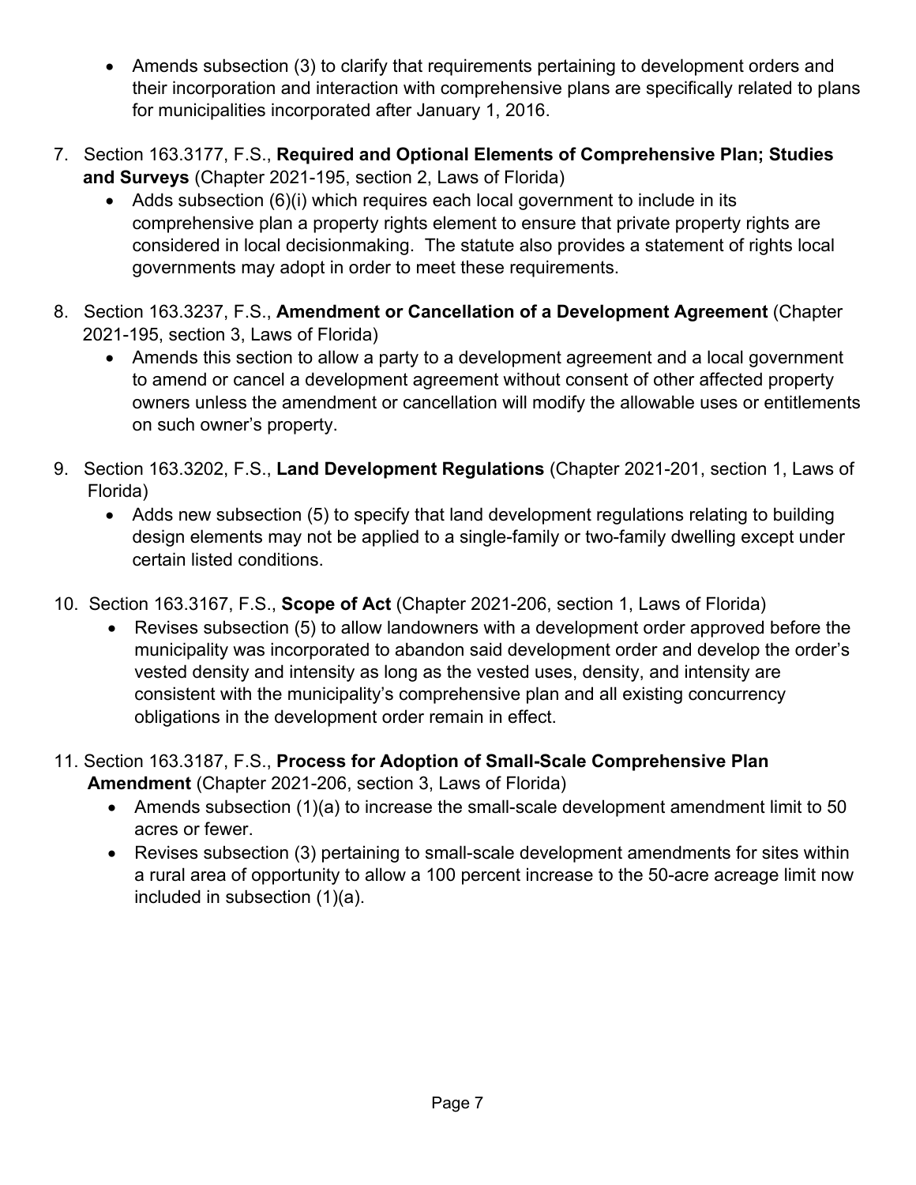- Amends subsection (3) to clarify that requirements pertaining to development orders and their incorporation and interaction with comprehensive plans are specifically related to plans for municipalities incorporated after January 1, 2016.

7. Section 163.3177, F.S., **Required and Optional Elements of Comprehensive Plan; Studies and Surveys** (Chapter 2021-195, section 2, Laws of Florida)
   - Adds subsection (6)(i) which requires each local government to include in its comprehensive plan a property rights element to ensure that private property rights are considered in local decisionmaking. The statute also provides a statement of rights local governments may adopt in order to meet these requirements.

8. Section 163.3237, F.S., **Amendment or Cancellation of a Development Agreement** (Chapter 2021-195, section 3, Laws of Florida)
   - Amends this section to allow a party to a development agreement and a local government to amend or cancel a development agreement without consent of other affected property owners unless the amendment or cancellation will modify the allowable uses or entitlements on such owner's property.

9. Section 163.3202, F.S., **Land Development Regulations** (Chapter 2021-201, section 1, Laws of Florida)
   - Adds new subsection (5) to specify that land development regulations relating to building design elements may not be applied to a single-family or two-family dwelling except under certain listed conditions.

10. Section 163.3167, F.S., **Scope of Act** (Chapter 2021-206, section 1, Laws of Florida)
    - Revises subsection (5) to allow landowners with a development order approved before the municipality was incorporated to abandon said development order and develop the order's vested density and intensity as long as the vested uses, density, and intensity are consistent with the municipality's comprehensive plan and all existing concurrency obligations in the development order remain in effect.

11. Section 163.3187, F.S., **Process for Adoption of Small-Scale Comprehensive Plan Amendment** (Chapter 2021-206, section 3, Laws of Florida)
    - Amends subsection (1)(a) to increase the small-scale development amendment limit to 50 acres or fewer.
    - Revises subsection (3) pertaining to small-scale development amendments for sites within a rural area of opportunity to allow a 100 percent increase to the 50-acre acreage limit now included in subsection (1)(a).